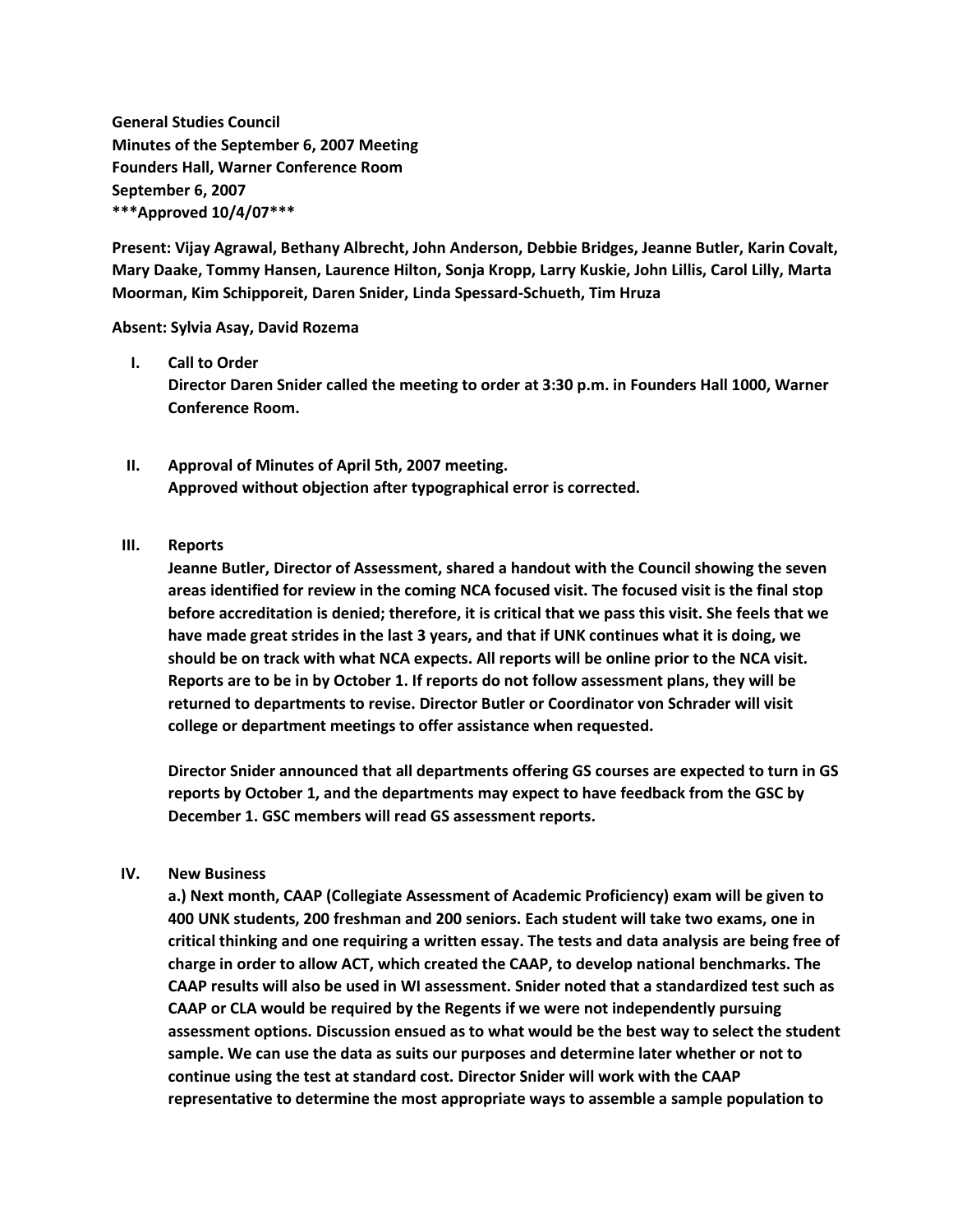**General Studies Council**
**Minutes of the September 6, 2007 Meeting**
**Founders Hall, Warner Conference Room**
**September 6, 2007**
**\*\*\*Approved 10/4/07\*\*\***

**Present: Vijay Agrawal, Bethany Albrecht, John Anderson, Debbie Bridges, Jeanne Butler, Karin Covalt, Mary Daake, Tommy Hansen, Laurence Hilton, Sonja Kropp, Larry Kuskie, John Lillis, Carol Lilly, Marta Moorman, Kim Schipporeit, Daren Snider, Linda Spessard-Schueth, Tim Hruza**

**Absent: Sylvia Asay, David Rozema**

I. **Call to Order**
   **Director Daren Snider called the meeting to order at 3:30 p.m. in Founders Hall 1000, Warner Conference Room.**

II. **Approval of Minutes of April 5th, 2007 meeting.**
   **Approved without objection after typographical error is corrected.**

III. **Reports**
   **Jeanne Butler, Director of Assessment, shared a handout with the Council showing the seven areas identified for review in the coming NCA focused visit. The focused visit is the final stop before accreditation is denied; therefore, it is critical that we pass this visit. She feels that we have made great strides in the last 3 years, and that if UNK continues what it is doing, we should be on track with what NCA expects. All reports will be online prior to the NCA visit. Reports are to be in by October 1. If reports do not follow assessment plans, they will be returned to departments to revise. Director Butler or Coordinator von Schrader will visit college or department meetings to offer assistance when requested.**

   **Director Snider announced that all departments offering GS courses are expected to turn in GS reports by October 1, and the departments may expect to have feedback from the GSC by December 1. GSC members will read GS assessment reports.**

IV. **New Business**
   **a.) Next month, CAAP (Collegiate Assessment of Academic Proficiency) exam will be given to 400 UNK students, 200 freshman and 200 seniors. Each student will take two exams, one in critical thinking and one requiring a written essay. The tests and data analysis are being free of charge in order to allow ACT, which created the CAAP, to develop national benchmarks. The CAAP results will also be used in WI assessment. Snider noted that a standardized test such as CAAP or CLA would be required by the Regents if we were not independently pursuing assessment options. Discussion ensued as to what would be the best way to select the student sample. We can use the data as suits our purposes and determine later whether or not to continue using the test at standard cost. Director Snider will work with the CAAP representative to determine the most appropriate ways to assemble a sample population to**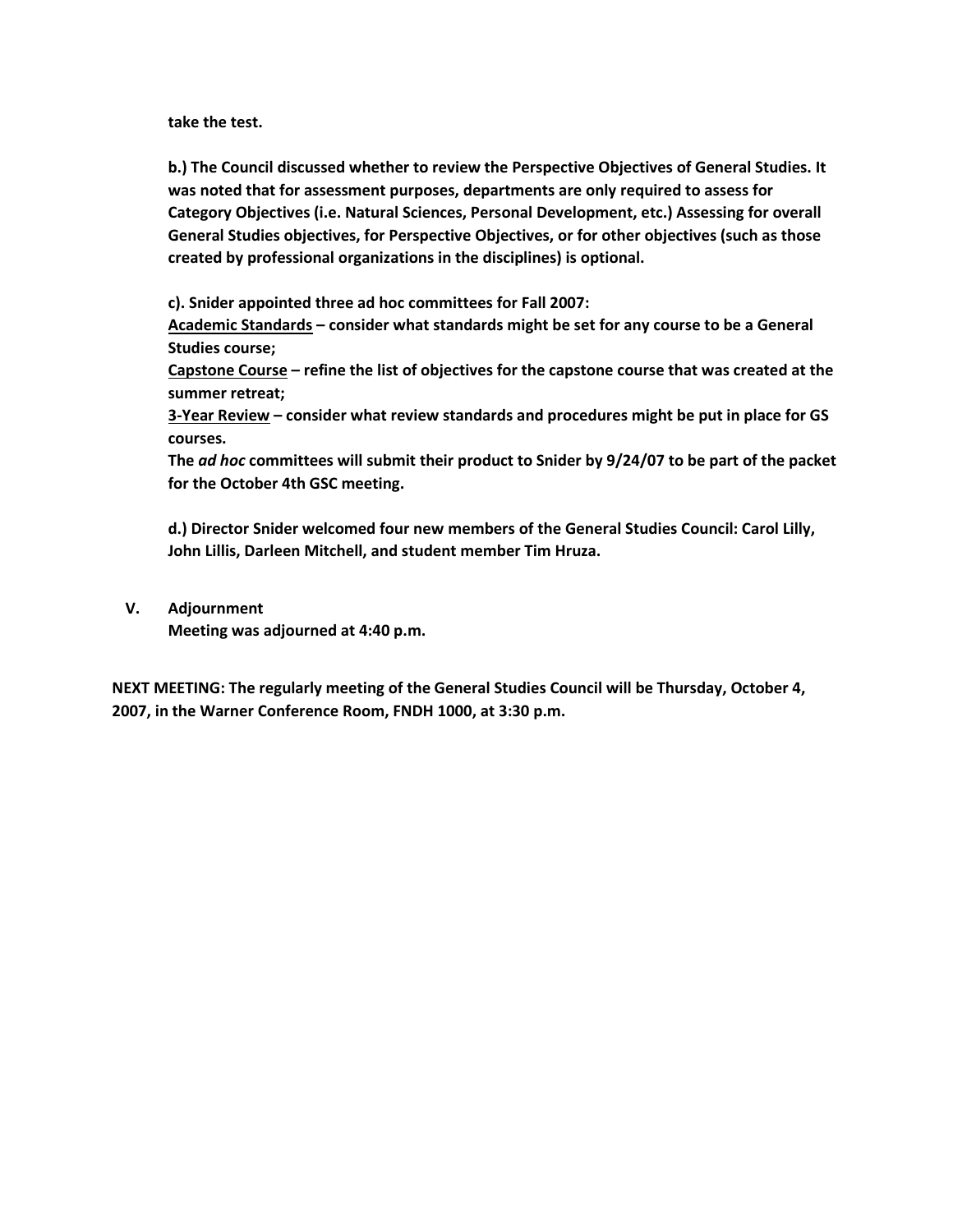**take the test.**

**b.) The Council discussed whether to review the Perspective Objectives of General Studies. It was noted that for assessment purposes, departments are only required to assess for Category Objectives (i.e. Natural Sciences, Personal Development, etc.) Assessing for overall General Studies objectives, for Perspective Objectives, or for other objectives (such as those created by professional organizations in the disciplines) is optional.**

**c). Snider appointed three ad hoc committees for Fall 2007:**
**<u>Academic Standards</u> – consider what standards might be set for any course to be a General Studies course;**
**<u>Capstone Course</u> – refine the list of objectives for the capstone course that was created at the summer retreat;**
**<u>3-Year Review</u> – consider what review standards and procedures might be put in place for GS courses.**
**The *ad hoc* committees will submit their product to Snider by 9/24/07 to be part of the packet for the October 4th GSC meeting.**

**d.) Director Snider welcomed four new members of the General Studies Council: Carol Lilly, John Lillis, Darleen Mitchell, and student member Tim Hruza.**

**V. Adjournment**
**Meeting was adjourned at 4:40 p.m.**

**NEXT MEETING: The regularly meeting of the General Studies Council will be Thursday, October 4, 2007, in the Warner Conference Room, FNDH 1000, at 3:30 p.m.**